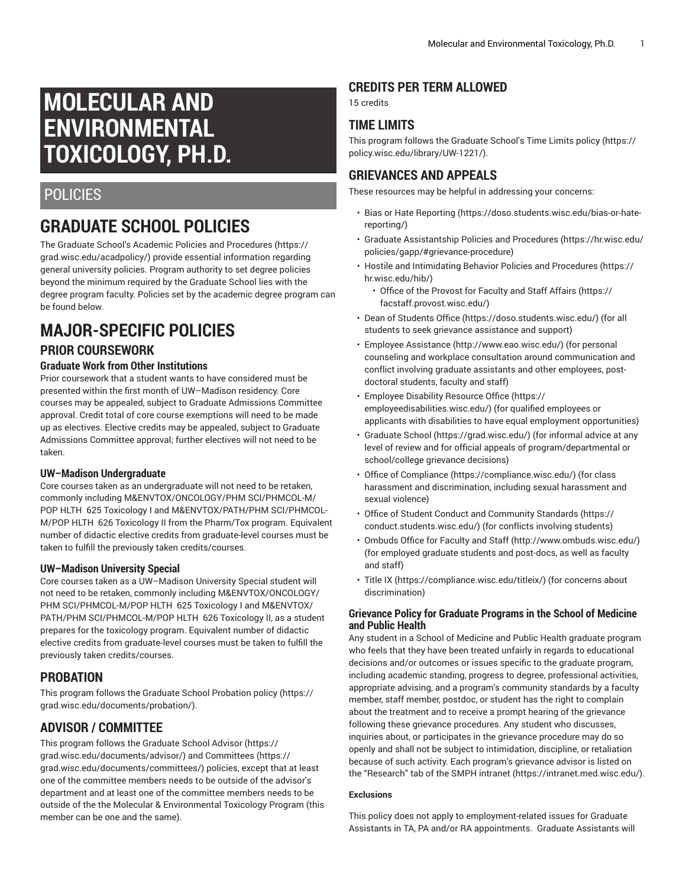# MOLECULAR AND ENVIRONMENTAL TOXICOLOGY, PH.D.

## POLICIES

# GRADUATE SCHOOL POLICIES

The Graduate School's Academic Policies and Procedures (https://grad.wisc.edu/acadpolicy/) provide essential information regarding general university policies. Program authority to set degree policies beyond the minimum required by the Graduate School lies with the degree program faculty. Policies set by the academic degree program can be found below.

# MAJOR-SPECIFIC POLICIES

## PRIOR COURSEWORK

### Graduate Work from Other Institutions

Prior coursework that a student wants to have considered must be presented within the first month of UW–Madison residency. Core courses may be appealed, subject to Graduate Admissions Committee approval. Credit total of core course exemptions will need to be made up as electives. Elective credits may be appealed, subject to Graduate Admissions Committee approval; further electives will not need to be taken.

### UW–Madison Undergraduate

Core courses taken as an undergraduate will not need to be retaken, commonly including M&ENVTOX/ONCOLOGY/PHM SCI/PHMCOL-M/POP HLTH 625 Toxicology I and M&ENVTOX/PATH/PHM SCI/PHMCOL-M/POP HLTH 626 Toxicology II from the Pharm/Tox program. Equivalent number of didactic elective credits from graduate-level courses must be taken to fulfill the previously taken credits/courses.

### UW–Madison University Special

Core courses taken as a UW–Madison University Special student will not need to be retaken, commonly including M&ENVTOX/ONCOLOGY/PHM SCI/PHMCOL-M/POP HLTH 625 Toxicology I and M&ENVTOX/PATH/PHM SCI/PHMCOL-M/POP HLTH 626 Toxicology II, as a student prepares for the toxicology program. Equivalent number of didactic elective credits from graduate-level courses must be taken to fulfill the previously taken credits/courses.

## PROBATION

This program follows the Graduate School Probation policy (https://grad.wisc.edu/documents/probation/).

## ADVISOR / COMMITTEE

This program follows the Graduate School Advisor (https://grad.wisc.edu/documents/advisor/) and Committees (https://grad.wisc.edu/documents/committees/) policies, except that at least one of the committee members needs to be outside of the advisor's department and at least one of the committee members needs to be outside of the the Molecular & Environmental Toxicology Program (this member can be one and the same).

## CREDITS PER TERM ALLOWED

15 credits

## TIME LIMITS

This program follows the Graduate School's Time Limits policy (https://policy.wisc.edu/library/UW-1221/).

## GRIEVANCES AND APPEALS

These resources may be helpful in addressing your concerns:

- Bias or Hate Reporting (https://doso.students.wisc.edu/bias-or-hate-reporting/)
- Graduate Assistantship Policies and Procedures (https://hr.wisc.edu/policies/gapp/#grievance-procedure)
- Hostile and Intimidating Behavior Policies and Procedures (https://hr.wisc.edu/hib/)
  - Office of the Provost for Faculty and Staff Affairs (https://facstaff.provost.wisc.edu/)
- Dean of Students Office (https://doso.students.wisc.edu/) (for all students to seek grievance assistance and support)
- Employee Assistance (http://www.eao.wisc.edu/) (for personal counseling and workplace consultation around communication and conflict involving graduate assistants and other employees, post-doctoral students, faculty and staff)
- Employee Disability Resource Office (https://employeedisabilities.wisc.edu/) (for qualified employees or applicants with disabilities to have equal employment opportunities)
- Graduate School (https://grad.wisc.edu/) (for informal advice at any level of review and for official appeals of program/departmental or school/college grievance decisions)
- Office of Compliance (https://compliance.wisc.edu/) (for class harassment and discrimination, including sexual harassment and sexual violence)
- Office of Student Conduct and Community Standards (https://conduct.students.wisc.edu/) (for conflicts involving students)
- Ombuds Office for Faculty and Staff (http://www.ombuds.wisc.edu/) (for employed graduate students and post-docs, as well as faculty and staff)
- Title IX (https://compliance.wisc.edu/titleix/) (for concerns about discrimination)

### Grievance Policy for Graduate Programs in the School of Medicine and Public Health

Any student in a School of Medicine and Public Health graduate program who feels that they have been treated unfairly in regards to educational decisions and/or outcomes or issues specific to the graduate program, including academic standing, progress to degree, professional activities, appropriate advising, and a program's community standards by a faculty member, staff member, postdoc, or student has the right to complain about the treatment and to receive a prompt hearing of the grievance following these grievance procedures. Any student who discusses, inquiries about, or participates in the grievance procedure may do so openly and shall not be subject to intimidation, discipline, or retaliation because of such activity. Each program's grievance advisor is listed on the "Research" tab of the SMPH intranet (https://intranet.med.wisc.edu/).

#### Exclusions

This policy does not apply to employment-related issues for Graduate Assistants in TA, PA and/or RA appointments. Graduate Assistants will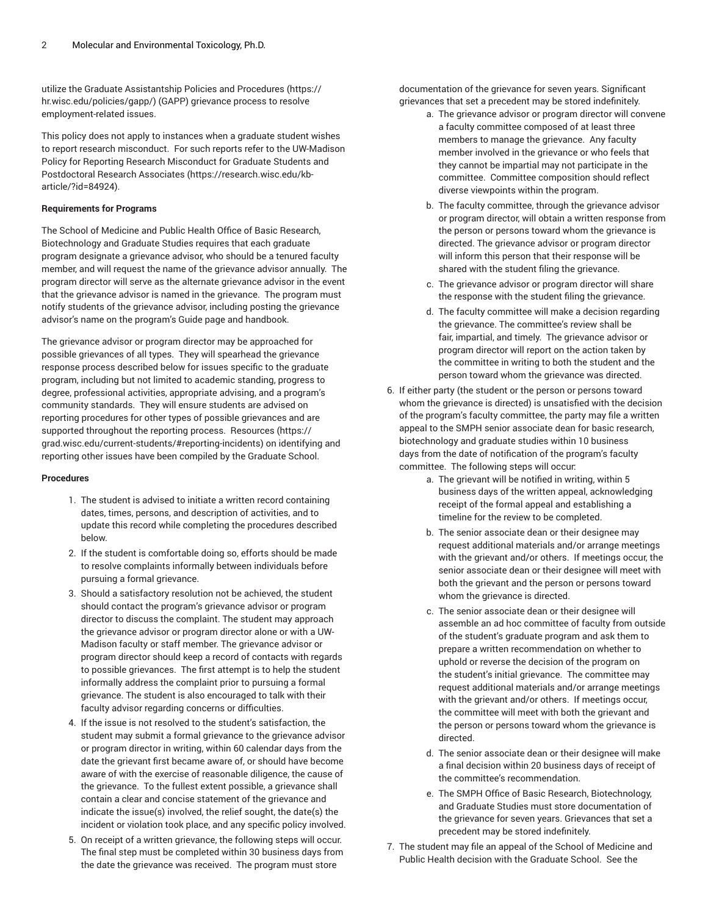utilize the Graduate Assistantship Policies and Procedures (https://hr.wisc.edu/policies/gapp/) (GAPP) grievance process to resolve employment-related issues.

This policy does not apply to instances when a graduate student wishes to report research misconduct. For such reports refer to the UW-Madison Policy for Reporting Research Misconduct for Graduate Students and Postdoctoral Research Associates (https://research.wisc.edu/kb-article/?id=84924).

**Requirements for Programs**

The School of Medicine and Public Health Office of Basic Research, Biotechnology and Graduate Studies requires that each graduate program designate a grievance advisor, who should be a tenured faculty member, and will request the name of the grievance advisor annually. The program director will serve as the alternate grievance advisor in the event that the grievance advisor is named in the grievance. The program must notify students of the grievance advisor, including posting the grievance advisor's name on the program's Guide page and handbook.

The grievance advisor or program director may be approached for possible grievances of all types. They will spearhead the grievance response process described below for issues specific to the graduate program, including but not limited to academic standing, progress to degree, professional activities, appropriate advising, and a program's community standards. They will ensure students are advised on reporting procedures for other types of possible grievances and are supported throughout the reporting process. Resources (https://grad.wisc.edu/current-students/#reporting-incidents) on identifying and reporting other issues have been compiled by the Graduate School.

**Procedures**

1. The student is advised to initiate a written record containing dates, times, persons, and description of activities, and to update this record while completing the procedures described below.
2. If the student is comfortable doing so, efforts should be made to resolve complaints informally between individuals before pursuing a formal grievance.
3. Should a satisfactory resolution not be achieved, the student should contact the program's grievance advisor or program director to discuss the complaint. The student may approach the grievance advisor or program director alone or with a UW-Madison faculty or staff member. The grievance advisor or program director should keep a record of contacts with regards to possible grievances. The first attempt is to help the student informally address the complaint prior to pursuing a formal grievance. The student is also encouraged to talk with their faculty advisor regarding concerns or difficulties.
4. If the issue is not resolved to the student's satisfaction, the student may submit a formal grievance to the grievance advisor or program director in writing, within 60 calendar days from the date the grievant first became aware of, or should have become aware of with the exercise of reasonable diligence, the cause of the grievance. To the fullest extent possible, a grievance shall contain a clear and concise statement of the grievance and indicate the issue(s) involved, the relief sought, the date(s) the incident or violation took place, and any specific policy involved.
5. On receipt of a written grievance, the following steps will occur. The final step must be completed within 30 business days from the date the grievance was received. The program must store documentation of the grievance for seven years. Significant grievances that set a precedent may be stored indefinitely.
    a. The grievance advisor or program director will convene a faculty committee composed of at least three members to manage the grievance. Any faculty member involved in the grievance or who feels that they cannot be impartial may not participate in the committee. Committee composition should reflect diverse viewpoints within the program.
    b. The faculty committee, through the grievance advisor or program director, will obtain a written response from the person or persons toward whom the grievance is directed. The grievance advisor or program director will inform this person that their response will be shared with the student filing the grievance.
    c. The grievance advisor or program director will share the response with the student filing the grievance.
    d. The faculty committee will make a decision regarding the grievance. The committee's review shall be fair, impartial, and timely. The grievance advisor or program director will report on the action taken by the committee in writing to both the student and the person toward whom the grievance was directed.
6. If either party (the student or the person or persons toward whom the grievance is directed) is unsatisfied with the decision of the program's faculty committee, the party may file a written appeal to the SMPH senior associate dean for basic research, biotechnology and graduate studies within 10 business days from the date of notification of the program's faculty committee. The following steps will occur:
    a. The grievant will be notified in writing, within 5 business days of the written appeal, acknowledging receipt of the formal appeal and establishing a timeline for the review to be completed.
    b. The senior associate dean or their designee may request additional materials and/or arrange meetings with the grievant and/or others. If meetings occur, the senior associate dean or their designee will meet with both the grievant and the person or persons toward whom the grievance is directed.
    c. The senior associate dean or their designee will assemble an ad hoc committee of faculty from outside of the student's graduate program and ask them to prepare a written recommendation on whether to uphold or reverse the decision of the program on the student's initial grievance. The committee may request additional materials and/or arrange meetings with the grievant and/or others. If meetings occur, the committee will meet with both the grievant and the person or persons toward whom the grievance is directed.
    d. The senior associate dean or their designee will make a final decision within 20 business days of receipt of the committee's recommendation.
    e. The SMPH Office of Basic Research, Biotechnology, and Graduate Studies must store documentation of the grievance for seven years. Grievances that set a precedent may be stored indefinitely.
7. The student may file an appeal of the School of Medicine and Public Health decision with the Graduate School. See the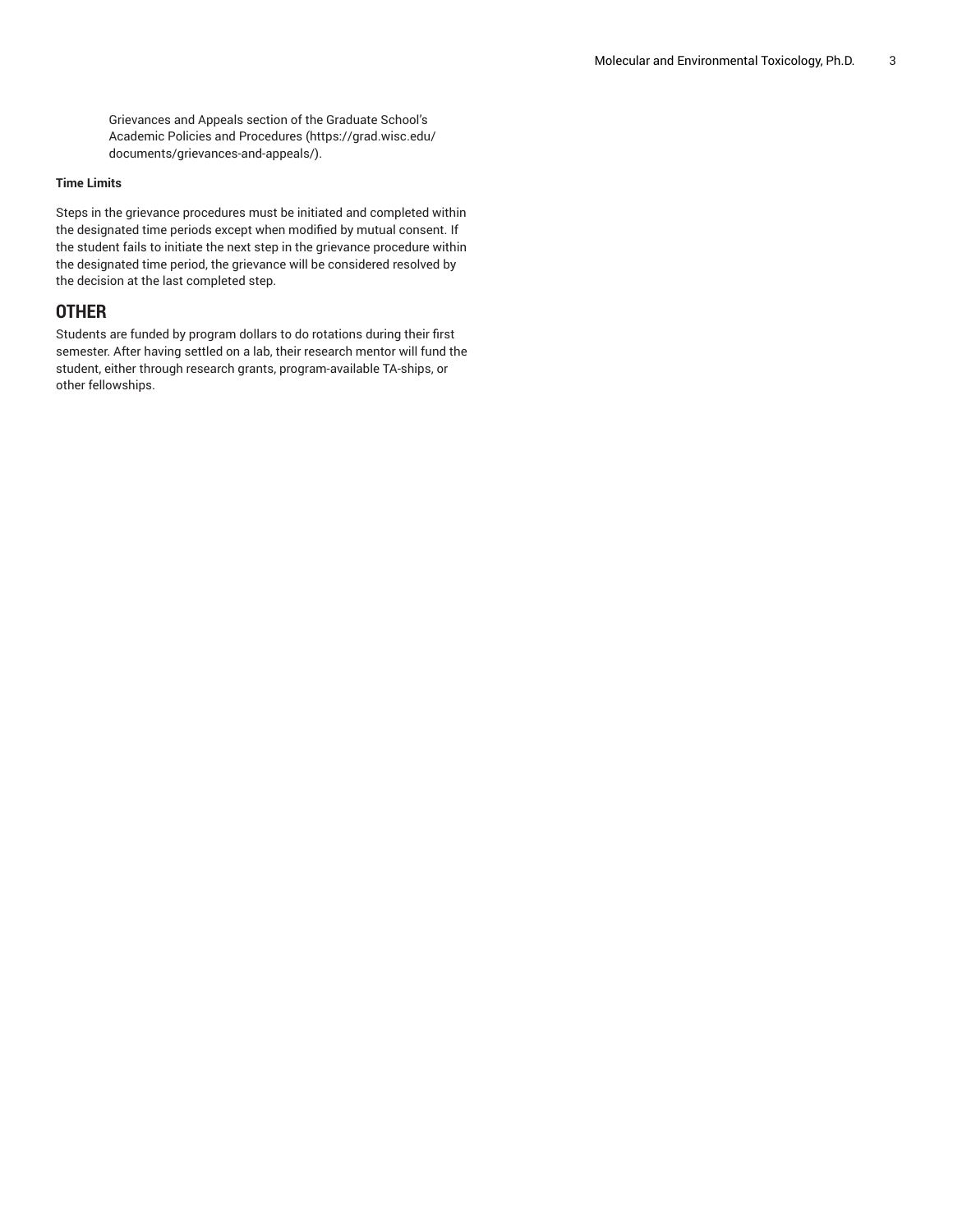Grievances and Appeals section of the Graduate School's Academic Policies and Procedures (https://grad.wisc.edu/documents/grievances-and-appeals/).

**Time Limits**

Steps in the grievance procedures must be initiated and completed within the designated time periods except when modified by mutual consent. If the student fails to initiate the next step in the grievance procedure within the designated time period, the grievance will be considered resolved by the decision at the last completed step.

## OTHER

Students are funded by program dollars to do rotations during their first semester. After having settled on a lab, their research mentor will fund the student, either through research grants, program-available TA-ships, or other fellowships.